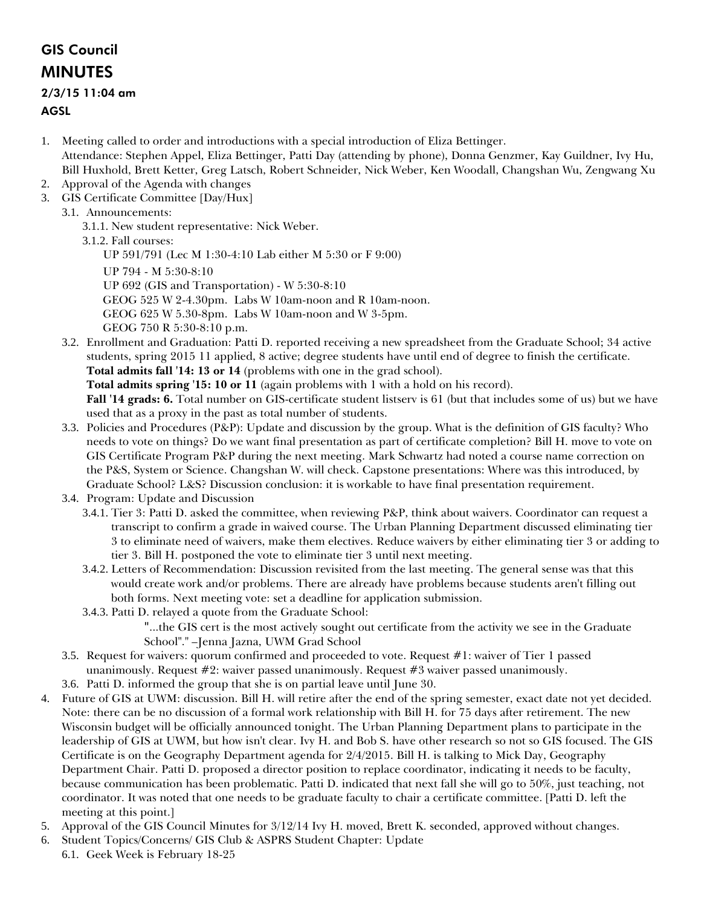# GIS Council
# MINUTES
### 2/3/15 11:04 am
### AGSL

1. Meeting called to order and introductions with a special introduction of Eliza Bettinger.
   Attendance: Stephen Appel, Eliza Bettinger, Patti Day (attending by phone), Donna Genzmer, Kay Guildner, Ivy Hu, Bill Huxhold, Brett Ketter, Greg Latsch, Robert Schneider, Nick Weber, Ken Woodall, Changshan Wu, Zengwang Xu
2. Approval of the Agenda with changes
3. GIS Certificate Committee [Day/Hux]
   3.1. Announcements:
      3.1.1. New student representative: Nick Weber.
      3.1.2. Fall courses:
         UP 591/791 (Lec M 1:30-4:10 Lab either M 5:30 or F 9:00)
         UP 794 - M 5:30-8:10
         UP 692 (GIS and Transportation) - W 5:30-8:10
         GEOG 525 W 2-4.30pm. Labs W 10am-noon and R 10am-noon.
         GEOG 625 W 5.30-8pm. Labs W 10am-noon and W 3-5pm.
         GEOG 750 R 5:30-8:10 p.m.
   3.2. Enrollment and Graduation: Patti D. reported receiving a new spreadsheet from the Graduate School; 34 active students, spring 2015 11 applied, 8 active; degree students have until end of degree to finish the certificate.
      **Total admits fall '14: 13 or 14** (problems with one in the grad school).
      **Total admits spring '15: 10 or 11** (again problems with 1 with a hold on his record).
      **Fall '14 grads: 6.** Total number on GIS-certificate student listserv is 61 (but that includes some of us) but we have used that as a proxy in the past as total number of students.
   3.3. Policies and Procedures (P&P): Update and discussion by the group. What is the definition of GIS faculty? Who needs to vote on things? Do we want final presentation as part of certificate completion? Bill H. move to vote on GIS Certificate Program P&P during the next meeting. Mark Schwartz had noted a course name correction on the P&S, System or Science. Changshan W. will check. Capstone presentations: Where was this introduced, by Graduate School? L&S? Discussion conclusion: it is workable to have final presentation requirement.
   3.4. Program: Update and Discussion
      3.4.1. Tier 3: Patti D. asked the committee, when reviewing P&P, think about waivers. Coordinator can request a transcript to confirm a grade in waived course. The Urban Planning Department discussed eliminating tier 3 to eliminate need of waivers, make them electives. Reduce waivers by either eliminating tier 3 or adding to tier 3. Bill H. postponed the vote to eliminate tier 3 until next meeting.
      3.4.2. Letters of Recommendation: Discussion revisited from the last meeting. The general sense was that this would create work and/or problems. There are already have problems because students aren't filling out both forms. Next meeting vote: set a deadline for application submission.
      3.4.3. Patti D. relayed a quote from the Graduate School:
         "...the GIS cert is the most actively sought out certificate from the activity we see in the Graduate School"." –Jenna Jazna, UWM Grad School
   3.5. Request for waivers: quorum confirmed and proceeded to vote. Request #1: waiver of Tier 1 passed unanimously. Request #2: waiver passed unanimously. Request #3 waiver passed unanimously.
   3.6. Patti D. informed the group that she is on partial leave until June 30.
4. Future of GIS at UWM: discussion. Bill H. will retire after the end of the spring semester, exact date not yet decided. Note: there can be no discussion of a formal work relationship with Bill H. for 75 days after retirement. The new Wisconsin budget will be officially announced tonight. The Urban Planning Department plans to participate in the leadership of GIS at UWM, but how isn't clear. Ivy H. and Bob S. have other research so not so GIS focused. The GIS Certificate is on the Geography Department agenda for 2/4/2015. Bill H. is talking to Mick Day, Geography Department Chair. Patti D. proposed a director position to replace coordinator, indicating it needs to be faculty, because communication has been problematic. Patti D. indicated that next fall she will go to 50%, just teaching, not coordinator. It was noted that one needs to be graduate faculty to chair a certificate committee. [Patti D. left the meeting at this point.]
5. Approval of the GIS Council Minutes for 3/12/14 Ivy H. moved, Brett K. seconded, approved without changes.
6. Student Topics/Concerns/ GIS Club & ASPRS Student Chapter: Update
   6.1. Geek Week is February 18-25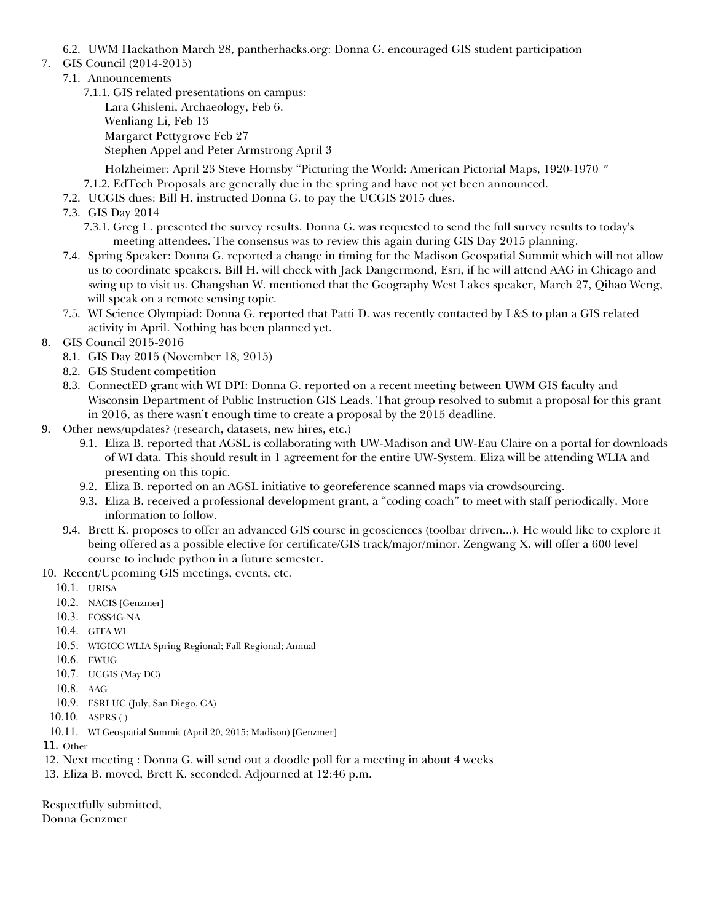6.2. UWM Hackathon March 28, pantherhacks.org: Donna G. encouraged GIS student participation

7. GIS Council (2014-2015)
   - 7.1. Announcements
     - 7.1.1. GIS related presentations on campus:
       Lara Ghisleni, Archaeology, Feb 6.
       Wenliang Li, Feb 13
       Margaret Pettygrove Feb 27
       Stephen Appel and Peter Armstrong April 3

       Holzheimer: April 23 Steve Hornsby "Picturing the World: American Pictorial Maps, 1920-1970 "
     - 7.1.2. EdTech Proposals are generally due in the spring and have not yet been announced.
   - 7.2. UCGIS dues: Bill H. instructed Donna G. to pay the UCGIS 2015 dues.
   - 7.3. GIS Day 2014
     - 7.3.1. Greg L. presented the survey results. Donna G. was requested to send the full survey results to today's meeting attendees. The consensus was to review this again during GIS Day 2015 planning.
   - 7.4. Spring Speaker: Donna G. reported a change in timing for the Madison Geospatial Summit which will not allow us to coordinate speakers. Bill H. will check with Jack Dangermond, Esri, if he will attend AAG in Chicago and swing up to visit us. Changshan W. mentioned that the Geography West Lakes speaker, March 27, Qihao Weng, will speak on a remote sensing topic.
   - 7.5. WI Science Olympiad: Donna G. reported that Patti D. was recently contacted by L&S to plan a GIS related activity in April. Nothing has been planned yet.
8. GIS Council 2015-2016
   - 8.1. GIS Day 2015 (November 18, 2015)
   - 8.2. GIS Student competition
   - 8.3. ConnectED grant with WI DPI: Donna G. reported on a recent meeting between UWM GIS faculty and Wisconsin Department of Public Instruction GIS Leads. That group resolved to submit a proposal for this grant in 2016, as there wasn't enough time to create a proposal by the 2015 deadline.
9. Other news/updates? (research, datasets, new hires, etc.)
   - 9.1. Eliza B. reported that AGSL is collaborating with UW-Madison and UW-Eau Claire on a portal for downloads of WI data. This should result in 1 agreement for the entire UW-System. Eliza will be attending WLIA and presenting on this topic.
   - 9.2. Eliza B. reported on an AGSL initiative to georeference scanned maps via crowdsourcing.
   - 9.3. Eliza B. received a professional development grant, a "coding coach" to meet with staff periodically. More information to follow.
   - 9.4. Brett K. proposes to offer an advanced GIS course in geosciences (toolbar driven...). He would like to explore it being offered as a possible elective for certificate/GIS track/major/minor. Zengwang X. will offer a 600 level course to include python in a future semester.
10. Recent/Upcoming GIS meetings, events, etc.
    - 10.1. URISA
    - 10.2. NACIS [Genzmer]
    - 10.3. FOSS4G-NA
    - 10.4. GITA WI
    - 10.5. WIGICC WLIA Spring Regional; Fall Regional; Annual
    - 10.6. EWUG
    - 10.7. UCGIS (May DC)
    - 10.8. AAG
    - 10.9. ESRI UC (July, San Diego, CA)
    - 10.10. ASPRS ( )
    - 10.11. WI Geospatial Summit (April 20, 2015; Madison) [Genzmer]
11. Other
12. Next meeting : Donna G. will send out a doodle poll for a meeting in about 4 weeks
13. Eliza B. moved, Brett K. seconded. Adjourned at 12:46 p.m.

Respectfully submitted,
Donna Genzmer